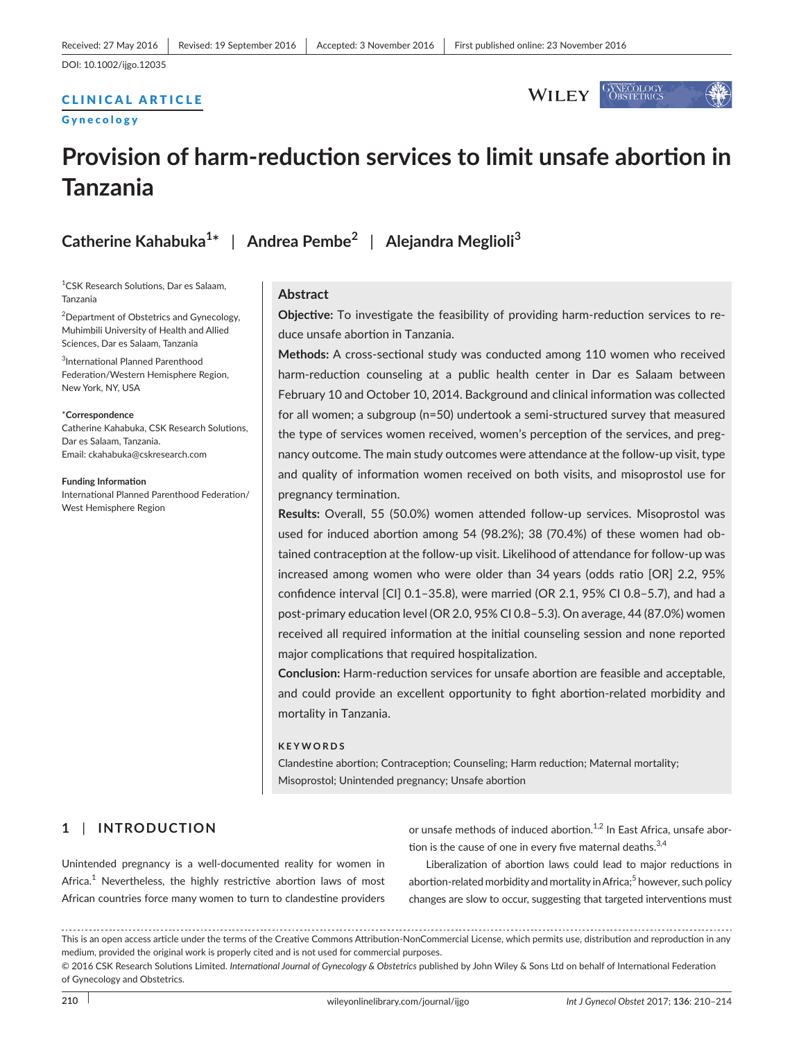Received: 27 May 2016 | Revised: 19 September 2016 | Accepted: 3 November 2016 | First published online: 23 November 2016

DOI: 10.1002/ijgo.12035

CLINICAL ARTICLE

Gynecology

# Provision of harm-reduction services to limit unsafe abortion in Tanzania

Catherine Kahabuka[1*] | Andrea Pembe[2] | Alejandra Meglioli[3]

[1]CSK Research Solutions, Dar es Salaam, Tanzania

[2]Department of Obstetrics and Gynecology, Muhimbili University of Health and Allied Sciences, Dar es Salaam, Tanzania

[3]International Planned Parenthood Federation/Western Hemisphere Region, New York, NY, USA

*Correspondence
Catherine Kahabuka, CSK Research Solutions, Dar es Salaam, Tanzania.
Email: ckahabuka@cskresearch.com

**Funding Information**
International Planned Parenthood Federation/West Hemisphere Region

## Abstract

**Objective:** To investigate the feasibility of providing harm-reduction services to reduce unsafe abortion in Tanzania.

**Methods:** A cross-sectional study was conducted among 110 women who received harm-reduction counseling at a public health center in Dar es Salaam between February 10 and October 10, 2014. Background and clinical information was collected for all women; a subgroup (n=50) undertook a semi-structured survey that measured the type of services women received, women's perception of the services, and pregnancy outcome. The main study outcomes were attendance at the follow-up visit, type and quality of information women received on both visits, and misoprostol use for pregnancy termination.

**Results:** Overall, 55 (50.0%) women attended follow-up services. Misoprostol was used for induced abortion among 54 (98.2%); 38 (70.4%) of these women had obtained contraception at the follow-up visit. Likelihood of attendance for follow-up was increased among women who were older than 34 years (odds ratio [OR] 2.2, 95% confidence interval [CI] 0.1–35.8), were married (OR 2.1, 95% CI 0.8–5.7), and had a post-primary education level (OR 2.0, 95% CI 0.8–5.3). On average, 44 (87.0%) women received all required information at the initial counseling session and none reported major complications that required hospitalization.

**Conclusion:** Harm-reduction services for unsafe abortion are feasible and acceptable, and could provide an excellent opportunity to fight abortion-related morbidity and mortality in Tanzania.

**KEYWORDS**

Clandestine abortion; Contraception; Counseling; Harm reduction; Maternal mortality; Misoprostol; Unintended pregnancy; Unsafe abortion

## 1 | INTRODUCTION

Unintended pregnancy is a well-documented reality for women in Africa.[1] Nevertheless, the highly restrictive abortion laws of most African countries force many women to turn to clandestine providers or unsafe methods of induced abortion.[1,2] In East Africa, unsafe abortion is the cause of one in every five maternal deaths.[3,4]

Liberalization of abortion laws could lead to major reductions in abortion-related morbidity and mortality in Africa;[5] however, such policy changes are slow to occur, suggesting that targeted interventions must

This is an open access article under the terms of the Creative Commons Attribution-NonCommercial License, which permits use, distribution and reproduction in any medium, provided the original work is properly cited and is not used for commercial purposes.
© 2016 CSK Research Solutions Limited. *International Journal of Gynecology & Obstetrics* published by John Wiley & Sons Ltd on behalf of International Federation of Gynecology and Obstetrics.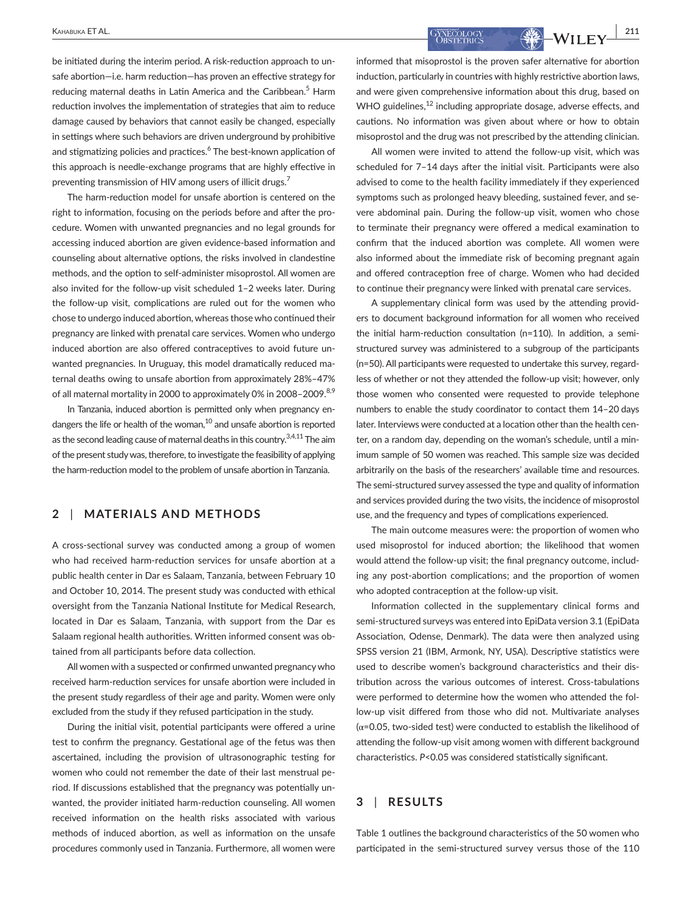be initiated during the interim period. A risk-reduction approach to unsafe abortion—i.e. harm reduction—has proven an effective strategy for reducing maternal deaths in Latin America and the Caribbean.[5] Harm reduction involves the implementation of strategies that aim to reduce damage caused by behaviors that cannot easily be changed, especially in settings where such behaviors are driven underground by prohibitive and stigmatizing policies and practices.[6] The best-known application of this approach is needle-exchange programs that are highly effective in preventing transmission of HIV among users of illicit drugs.[7]

The harm-reduction model for unsafe abortion is centered on the right to information, focusing on the periods before and after the procedure. Women with unwanted pregnancies and no legal grounds for accessing induced abortion are given evidence-based information and counseling about alternative options, the risks involved in clandestine methods, and the option to self-administer misoprostol. All women are also invited for the follow-up visit scheduled 1–2 weeks later. During the follow-up visit, complications are ruled out for the women who chose to undergo induced abortion, whereas those who continued their pregnancy are linked with prenatal care services. Women who undergo induced abortion are also offered contraceptives to avoid future unwanted pregnancies. In Uruguay, this model dramatically reduced maternal deaths owing to unsafe abortion from approximately 28%–47% of all maternal mortality in 2000 to approximately 0% in 2008–2009.[8,9]

In Tanzania, induced abortion is permitted only when pregnancy endangers the life or health of the woman,[10] and unsafe abortion is reported as the second leading cause of maternal deaths in this country.[3,4,11] The aim of the present study was, therefore, to investigate the feasibility of applying the harm-reduction model to the problem of unsafe abortion in Tanzania.

## 2 | MATERIALS AND METHODS

A cross-sectional survey was conducted among a group of women who had received harm-reduction services for unsafe abortion at a public health center in Dar es Salaam, Tanzania, between February 10 and October 10, 2014. The present study was conducted with ethical oversight from the Tanzania National Institute for Medical Research, located in Dar es Salaam, Tanzania, with support from the Dar es Salaam regional health authorities. Written informed consent was obtained from all participants before data collection.

All women with a suspected or confirmed unwanted pregnancy who received harm-reduction services for unsafe abortion were included in the present study regardless of their age and parity. Women were only excluded from the study if they refused participation in the study.

During the initial visit, potential participants were offered a urine test to confirm the pregnancy. Gestational age of the fetus was then ascertained, including the provision of ultrasonographic testing for women who could not remember the date of their last menstrual period. If discussions established that the pregnancy was potentially unwanted, the provider initiated harm-reduction counseling. All women received information on the health risks associated with various methods of induced abortion, as well as information on the unsafe procedures commonly used in Tanzania. Furthermore, all women were informed that misoprostol is the proven safer alternative for abortion induction, particularly in countries with highly restrictive abortion laws, and were given comprehensive information about this drug, based on WHO guidelines,[12] including appropriate dosage, adverse effects, and cautions. No information was given about where or how to obtain misoprostol and the drug was not prescribed by the attending clinician.

All women were invited to attend the follow-up visit, which was scheduled for 7–14 days after the initial visit. Participants were also advised to come to the health facility immediately if they experienced symptoms such as prolonged heavy bleeding, sustained fever, and severe abdominal pain. During the follow-up visit, women who chose to terminate their pregnancy were offered a medical examination to confirm that the induced abortion was complete. All women were also informed about the immediate risk of becoming pregnant again and offered contraception free of charge. Women who had decided to continue their pregnancy were linked with prenatal care services.

A supplementary clinical form was used by the attending providers to document background information for all women who received the initial harm-reduction consultation (n=110). In addition, a semi-structured survey was administered to a subgroup of the participants (n=50). All participants were requested to undertake this survey, regardless of whether or not they attended the follow-up visit; however, only those women who consented were requested to provide telephone numbers to enable the study coordinator to contact them 14–20 days later. Interviews were conducted at a location other than the health center, on a random day, depending on the woman's schedule, until a minimum sample of 50 women was reached. This sample size was decided arbitrarily on the basis of the researchers' available time and resources. The semi-structured survey assessed the type and quality of information and services provided during the two visits, the incidence of misoprostol use, and the frequency and types of complications experienced.

The main outcome measures were: the proportion of women who used misoprostol for induced abortion; the likelihood that women would attend the follow-up visit; the final pregnancy outcome, including any post-abortion complications; and the proportion of women who adopted contraception at the follow-up visit.

Information collected in the supplementary clinical forms and semi-structured surveys was entered into EpiData version 3.1 (EpiData Association, Odense, Denmark). The data were then analyzed using SPSS version 21 (IBM, Armonk, NY, USA). Descriptive statistics were used to describe women's background characteristics and their distribution across the various outcomes of interest. Cross-tabulations were performed to determine how the women who attended the follow-up visit differed from those who did not. Multivariate analyses ($\alpha=0.05$, two-sided test) were conducted to establish the likelihood of attending the follow-up visit among women with different background characteristics. $P<0.05$ was considered statistically significant.

## 3 | RESULTS

Table 1 outlines the background characteristics of the 50 women who participated in the semi-structured survey versus those of the 110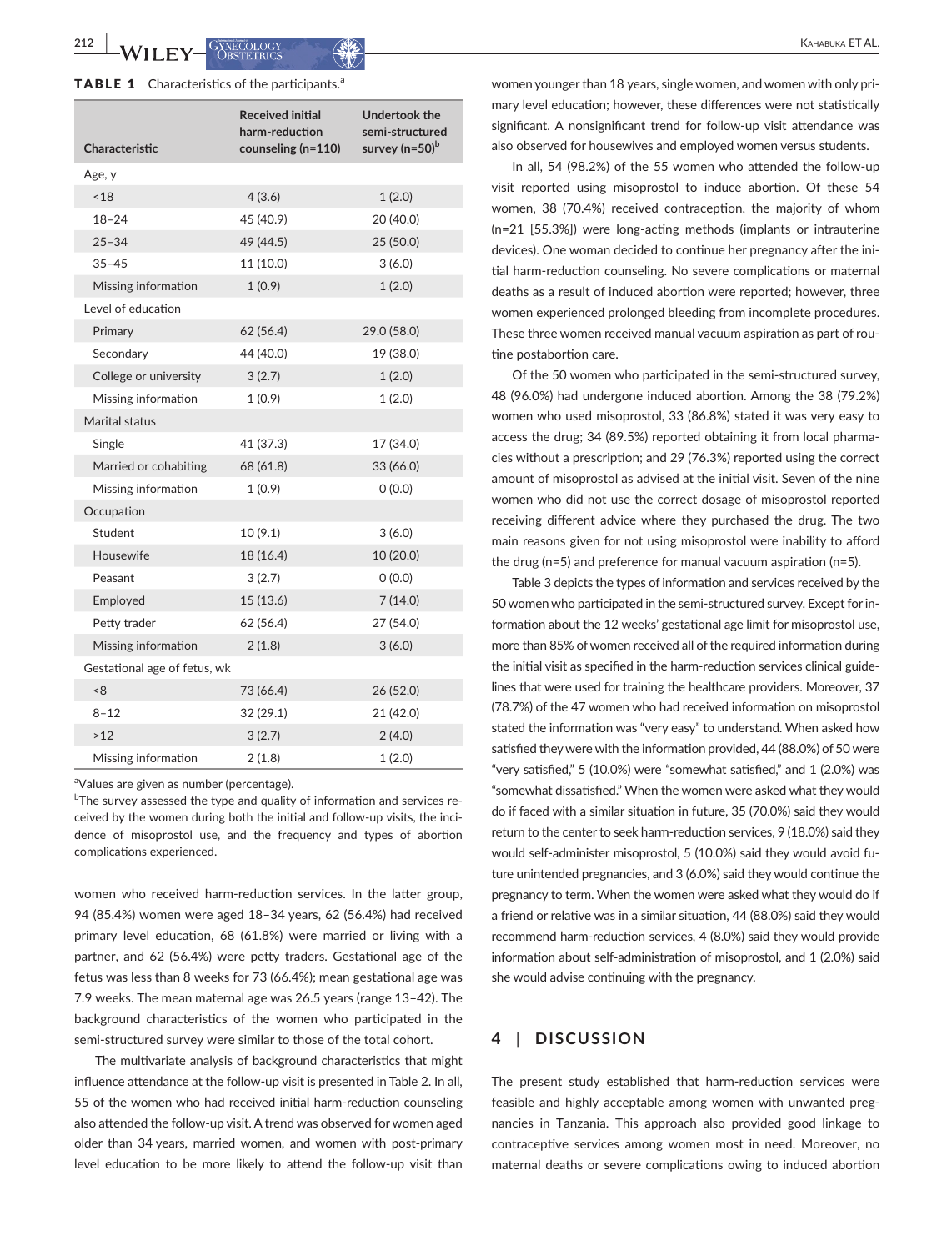**TABLE 1** Characteristics of the participants.[a]

| Characteristic | Received initial harm-reduction counseling (n=110) | Undertook the semi-structured survey (n=50)[b] |
|---|---|---|
| Age, y | | |
| <18 | 4 (3.6) | 1 (2.0) |
| 18–24 | 45 (40.9) | 20 (40.0) |
| 25–34 | 49 (44.5) | 25 (50.0) |
| 35–45 | 11 (10.0) | 3 (6.0) |
| Missing information | 1 (0.9) | 1 (2.0) |
| Level of education | | |
| Primary | 62 (56.4) | 29.0 (58.0) |
| Secondary | 44 (40.0) | 19 (38.0) |
| College or university | 3 (2.7) | 1 (2.0) |
| Missing information | 1 (0.9) | 1 (2.0) |
| Marital status | | |
| Single | 41 (37.3) | 17 (34.0) |
| Married or cohabiting | 68 (61.8) | 33 (66.0) |
| Missing information | 1 (0.9) | 0 (0.0) |
| Occupation | | |
| Student | 10 (9.1) | 3 (6.0) |
| Housewife | 18 (16.4) | 10 (20.0) |
| Peasant | 3 (2.7) | 0 (0.0) |
| Employed | 15 (13.6) | 7 (14.0) |
| Petty trader | 62 (56.4) | 27 (54.0) |
| Missing information | 2 (1.8) | 3 (6.0) |
| Gestational age of fetus, wk | | |
| <8 | 73 (66.4) | 26 (52.0) |
| 8–12 | 32 (29.1) | 21 (42.0) |
| >12 | 3 (2.7) | 2 (4.0) |
| Missing information | 2 (1.8) | 1 (2.0) |

[a]Values are given as number (percentage).

[b]The survey assessed the type and quality of information and services received by the women during both the initial and follow-up visits, the incidence of misoprostol use, and the frequency and types of abortion complications experienced.

women who received harm-reduction services. In the latter group, 94 (85.4%) women were aged 18–34 years, 62 (56.4%) had received primary level education, 68 (61.8%) were married or living with a partner, and 62 (56.4%) were petty traders. Gestational age of the fetus was less than 8 weeks for 73 (66.4%); mean gestational age was 7.9 weeks. The mean maternal age was 26.5 years (range 13–42). The background characteristics of the women who participated in the semi-structured survey were similar to those of the total cohort.

The multivariate analysis of background characteristics that might influence attendance at the follow-up visit is presented in Table 2. In all, 55 of the women who had received initial harm-reduction counseling also attended the follow-up visit. A trend was observed for women aged older than 34 years, married women, and women with post-primary level education to be more likely to attend the follow-up visit than women younger than 18 years, single women, and women with only primary level education; however, these differences were not statistically significant. A nonsignificant trend for follow-up visit attendance was also observed for housewives and employed women versus students.

In all, 54 (98.2%) of the 55 women who attended the follow-up visit reported using misoprostol to induce abortion. Of these 54 women, 38 (70.4%) received contraception, the majority of whom (n=21 [55.3%]) were long-acting methods (implants or intrauterine devices). One woman decided to continue her pregnancy after the initial harm-reduction counseling. No severe complications or maternal deaths as a result of induced abortion were reported; however, three women experienced prolonged bleeding from incomplete procedures. These three women received manual vacuum aspiration as part of routine postabortion care.

Of the 50 women who participated in the semi-structured survey, 48 (96.0%) had undergone induced abortion. Among the 38 (79.2%) women who used misoprostol, 33 (86.8%) stated it was very easy to access the drug; 34 (89.5%) reported obtaining it from local pharmacies without a prescription; and 29 (76.3%) reported using the correct amount of misoprostol as advised at the initial visit. Seven of the nine women who did not use the correct dosage of misoprostol reported receiving different advice where they purchased the drug. The two main reasons given for not using misoprostol were inability to afford the drug (n=5) and preference for manual vacuum aspiration (n=5).

Table 3 depicts the types of information and services received by the 50 women who participated in the semi-structured survey. Except for information about the 12 weeks' gestational age limit for misoprostol use, more than 85% of women received all of the required information during the initial visit as specified in the harm-reduction services clinical guidelines that were used for training the healthcare providers. Moreover, 37 (78.7%) of the 47 women who had received information on misoprostol stated the information was "very easy" to understand. When asked how satisfied they were with the information provided, 44 (88.0%) of 50 were "very satisfied," 5 (10.0%) were "somewhat satisfied," and 1 (2.0%) was "somewhat dissatisfied." When the women were asked what they would do if faced with a similar situation in future, 35 (70.0%) said they would return to the center to seek harm-reduction services, 9 (18.0%) said they would self-administer misoprostol, 5 (10.0%) said they would avoid future unintended pregnancies, and 3 (6.0%) said they would continue the pregnancy to term. When the women were asked what they would do if a friend or relative was in a similar situation, 44 (88.0%) said they would recommend harm-reduction services, 4 (8.0%) said they would provide information about self-administration of misoprostol, and 1 (2.0%) said she would advise continuing with the pregnancy.

## 4 | DISCUSSION

The present study established that harm-reduction services were feasible and highly acceptable among women with unwanted pregnancies in Tanzania. This approach also provided good linkage to contraceptive services among women most in need. Moreover, no maternal deaths or severe complications owing to induced abortion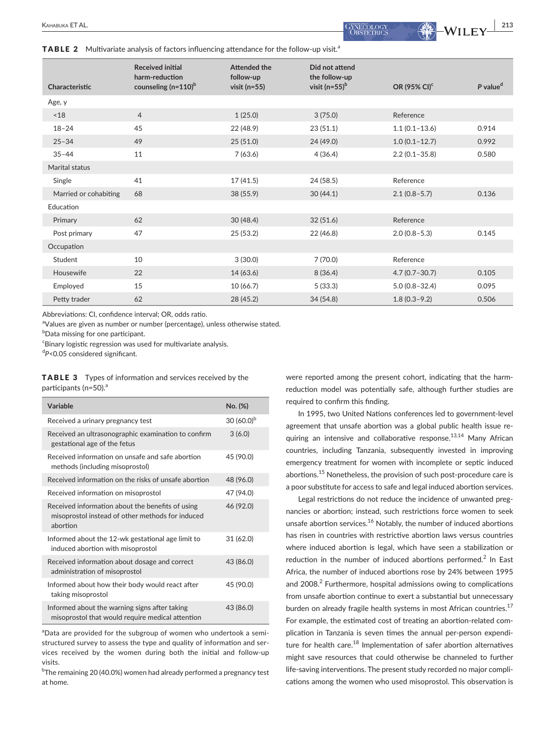**TABLE 2** Multivariate analysis of factors influencing attendance for the follow-up visit.[a]

| Characteristic | Received initial harm-reduction counseling (n=110)[b] | Attended the follow-up visit (n=55) | Did not attend the follow-up visit (n=55)[b] | OR (95% CI)[c] | *P* value[d] |
|---|---|---|---|---|---|
| Age, y | | | | | |
| <18 | 4 | 1 (25.0) | 3 (75.0) | Reference | |
| 18–24 | 45 | 22 (48.9) | 23 (51.1) | 1.1 (0.1–13.6) | 0.914 |
| 25–34 | 49 | 25 (51.0) | 24 (49.0) | 1.0 (0.1–12.7) | 0.992 |
| 35–44 | 11 | 7 (63.6) | 4 (36.4) | 2.2 (0.1–35.8) | 0.580 |
| Marital status | | | | | |
| Single | 41 | 17 (41.5) | 24 (58.5) | Reference | |
| Married or cohabiting | 68 | 38 (55.9) | 30 (44.1) | 2.1 (0.8–5.7) | 0.136 |
| Education | | | | | |
| Primary | 62 | 30 (48.4) | 32 (51.6) | Reference | |
| Post primary | 47 | 25 (53.2) | 22 (46.8) | 2.0 (0.8–5.3) | 0.145 |
| Occupation | | | | | |
| Student | 10 | 3 (30.0) | 7 (70.0) | Reference | |
| Housewife | 22 | 14 (63.6) | 8 (36.4) | 4.7 (0.7–30.7) | 0.105 |
| Employed | 15 | 10 (66.7) | 5 (33.3) | 5.0 (0.8–32.4) | 0.095 |
| Petty trader | 62 | 28 (45.2) | 34 (54.8) | 1.8 (0.3–9.2) | 0.506 |

Abbreviations: CI, confidence interval; OR, odds ratio.

[a]Values are given as number or number (percentage), unless otherwise stated.

[b]Data missing for one participant.

[c]Binary logistic regression was used for multivariate analysis.

[d]*P*<0.05 considered significant.

**TABLE 3** Types of information and services received by the participants (n=50).[a]

| Variable | No. (%) |
|---|---|
| Received a urinary pregnancy test | 30 (60.0)[b] |
| Received an ultrasonographic examination to confirm gestational age of the fetus | 3 (6.0) |
| Received information on unsafe and safe abortion methods (including misoprostol) | 45 (90.0) |
| Received information on the risks of unsafe abortion | 48 (96.0) |
| Received information on misoprostol | 47 (94.0) |
| Received information about the benefits of using misoprostol instead of other methods for induced abortion | 46 (92.0) |
| Informed about the 12-wk gestational age limit to induced abortion with misoprostol | 31 (62.0) |
| Received information about dosage and correct administration of misoprostol | 43 (86.0) |
| Informed about how their body would react after taking misoprostol | 45 (90.0) |
| Informed about the warning signs after taking misoprostol that would require medical attention | 43 (86.0) |

[a]Data are provided for the subgroup of women who undertook a semi-structured survey to assess the type and quality of information and services received by the women during both the initial and follow-up visits.

[b]The remaining 20 (40.0%) women had already performed a pregnancy test at home.

were reported among the present cohort, indicating that the harm-reduction model was potentially safe, although further studies are required to confirm this finding.

In 1995, two United Nations conferences led to government-level agreement that unsafe abortion was a global public health issue requiring an intensive and collaborative response.[13,14] Many African countries, including Tanzania, subsequently invested in improving emergency treatment for women with incomplete or septic induced abortions.[15] Nonetheless, the provision of such post-procedure care is a poor substitute for access to safe and legal induced abortion services.

Legal restrictions do not reduce the incidence of unwanted pregnancies or abortion; instead, such restrictions force women to seek unsafe abortion services.[16] Notably, the number of induced abortions has risen in countries with restrictive abortion laws versus countries where induced abortion is legal, which have seen a stabilization or reduction in the number of induced abortions performed.[2] In East Africa, the number of induced abortions rose by 24% between 1995 and 2008.[2] Furthermore, hospital admissions owing to complications from unsafe abortion continue to exert a substantial but unnecessary burden on already fragile health systems in most African countries.[17] For example, the estimated cost of treating an abortion-related complication in Tanzania is seven times the annual per-person expenditure for health care.[18] Implementation of safer abortion alternatives might save resources that could otherwise be channeled to further life-saving interventions. The present study recorded no major complications among the women who used misoprostol. This observation is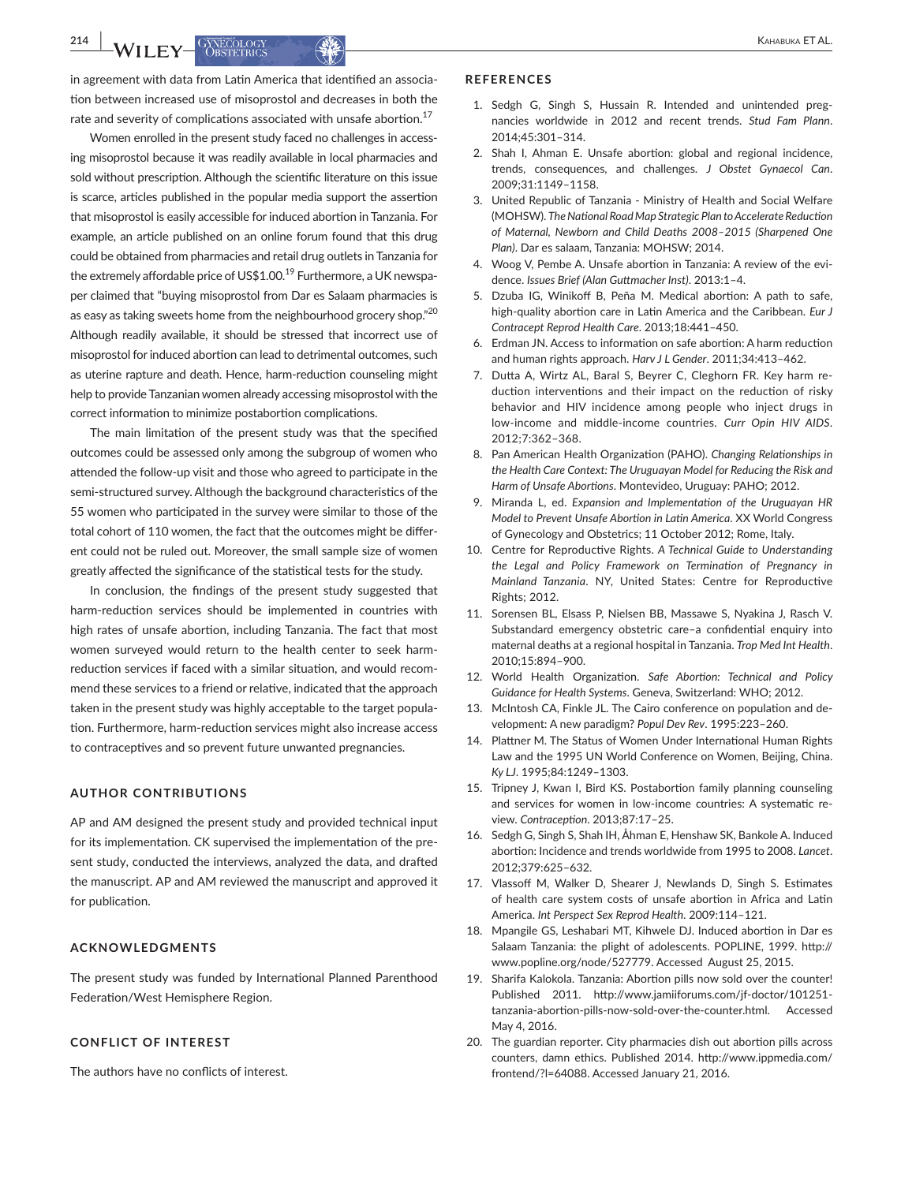in agreement with data from Latin America that identified an association between increased use of misoprostol and decreases in both the rate and severity of complications associated with unsafe abortion.[17]

Women enrolled in the present study faced no challenges in accessing misoprostol because it was readily available in local pharmacies and sold without prescription. Although the scientific literature on this issue is scarce, articles published in the popular media support the assertion that misoprostol is easily accessible for induced abortion in Tanzania. For example, an article published on an online forum found that this drug could be obtained from pharmacies and retail drug outlets in Tanzania for the extremely affordable price of US$1.00.[19] Furthermore, a UK newspaper claimed that "buying misoprostol from Dar es Salaam pharmacies is as easy as taking sweets home from the neighbourhood grocery shop."[20] Although readily available, it should be stressed that incorrect use of misoprostol for induced abortion can lead to detrimental outcomes, such as uterine rapture and death. Hence, harm-reduction counseling might help to provide Tanzanian women already accessing misoprostol with the correct information to minimize postabortion complications.

The main limitation of the present study was that the specified outcomes could be assessed only among the subgroup of women who attended the follow-up visit and those who agreed to participate in the semi-structured survey. Although the background characteristics of the 55 women who participated in the survey were similar to those of the total cohort of 110 women, the fact that the outcomes might be different could not be ruled out. Moreover, the small sample size of women greatly affected the significance of the statistical tests for the study.

In conclusion, the findings of the present study suggested that harm-reduction services should be implemented in countries with high rates of unsafe abortion, including Tanzania. The fact that most women surveyed would return to the health center to seek harm-reduction services if faced with a similar situation, and would recommend these services to a friend or relative, indicated that the approach taken in the present study was highly acceptable to the target population. Furthermore, harm-reduction services might also increase access to contraceptives and so prevent future unwanted pregnancies.

## AUTHOR CONTRIBUTIONS

AP and AM designed the present study and provided technical input for its implementation. CK supervised the implementation of the present study, conducted the interviews, analyzed the data, and drafted the manuscript. AP and AM reviewed the manuscript and approved it for publication.

## ACKNOWLEDGMENTS

The present study was funded by International Planned Parenthood Federation/West Hemisphere Region.

## CONFLICT OF INTEREST

The authors have no conflicts of interest.

## REFERENCES

1. Sedgh G, Singh S, Hussain R. Intended and unintended pregnancies worldwide in 2012 and recent trends. *Stud Fam Plann*. 2014;45:301–314.
2. Shah I, Ahman E. Unsafe abortion: global and regional incidence, trends, consequences, and challenges. *J Obstet Gynaecol Can*. 2009;31:1149–1158.
3. United Republic of Tanzania - Ministry of Health and Social Welfare (MOHSW). *The National Road Map Strategic Plan to Accelerate Reduction of Maternal, Newborn and Child Deaths 2008–2015 (Sharpened One Plan)*. Dar es salaam, Tanzania: MOHSW; 2014.
4. Woog V, Pembe A. Unsafe abortion in Tanzania: A review of the evidence. *Issues Brief (Alan Guttmacher Inst)*. 2013:1–4.
5. Dzuba IG, Winikoff B, Peña M. Medical abortion: A path to safe, high-quality abortion care in Latin America and the Caribbean. *Eur J Contracept Reprod Health Care*. 2013;18:441–450.
6. Erdman JN. Access to information on safe abortion: A harm reduction and human rights approach. *Harv J L Gender*. 2011;34:413–462.
7. Dutta A, Wirtz AL, Baral S, Beyrer C, Cleghorn FR. Key harm reduction interventions and their impact on the reduction of risky behavior and HIV incidence among people who inject drugs in low-income and middle-income countries. *Curr Opin HIV AIDS*. 2012;7:362–368.
8. Pan American Health Organization (PAHO). *Changing Relationships in the Health Care Context: The Uruguayan Model for Reducing the Risk and Harm of Unsafe Abortions*. Montevideo, Uruguay: PAHO; 2012.
9. Miranda L, ed. *Expansion and Implementation of the Uruguayan HR Model to Prevent Unsafe Abortion in Latin America*. XX World Congress of Gynecology and Obstetrics; 11 October 2012; Rome, Italy.
10. Centre for Reproductive Rights. *A Technical Guide to Understanding the Legal and Policy Framework on Termination of Pregnancy in Mainland Tanzania*. NY, United States: Centre for Reproductive Rights; 2012.
11. Sorensen BL, Elsass P, Nielsen BB, Massawe S, Nyakina J, Rasch V. Substandard emergency obstetric care–a confidential enquiry into maternal deaths at a regional hospital in Tanzania. *Trop Med Int Health*. 2010;15:894–900.
12. World Health Organization. *Safe Abortion: Technical and Policy Guidance for Health Systems*. Geneva, Switzerland: WHO; 2012.
13. McIntosh CA, Finkle JL. The Cairo conference on population and development: A new paradigm? *Popul Dev Rev*. 1995:223–260.
14. Plattner M. The Status of Women Under International Human Rights Law and the 1995 UN World Conference on Women, Beijing, China. *Ky LJ*. 1995;84:1249–1303.
15. Tripney J, Kwan I, Bird KS. Postabortion family planning counseling and services for women in low-income countries: A systematic review. *Contraception*. 2013;87:17–25.
16. Sedgh G, Singh S, Shah IH, Åhman E, Henshaw SK, Bankole A. Induced abortion: Incidence and trends worldwide from 1995 to 2008. *Lancet*. 2012;379:625–632.
17. Vlassoff M, Walker D, Shearer J, Newlands D, Singh S. Estimates of health care system costs of unsafe abortion in Africa and Latin America. *Int Perspect Sex Reprod Health*. 2009:114–121.
18. Mpangile GS, Leshabari MT, Kihwele DJ. Induced abortion in Dar es Salaam Tanzania: the plight of adolescents. POPLINE, 1999. http://www.popline.org/node/527779. Accessed August 25, 2015.
19. Sharifa Kalokola. Tanzania: Abortion pills now sold over the counter! Published 2011. http://www.jamiiforums.com/jf-doctor/101251-tanzania-abortion-pills-now-sold-over-the-counter.html. Accessed May 4, 2016.
20. The guardian reporter. City pharmacies dish out abortion pills across counters, damn ethics. Published 2014. http://www.ippmedia.com/frontend/?l=64088. Accessed January 21, 2016.